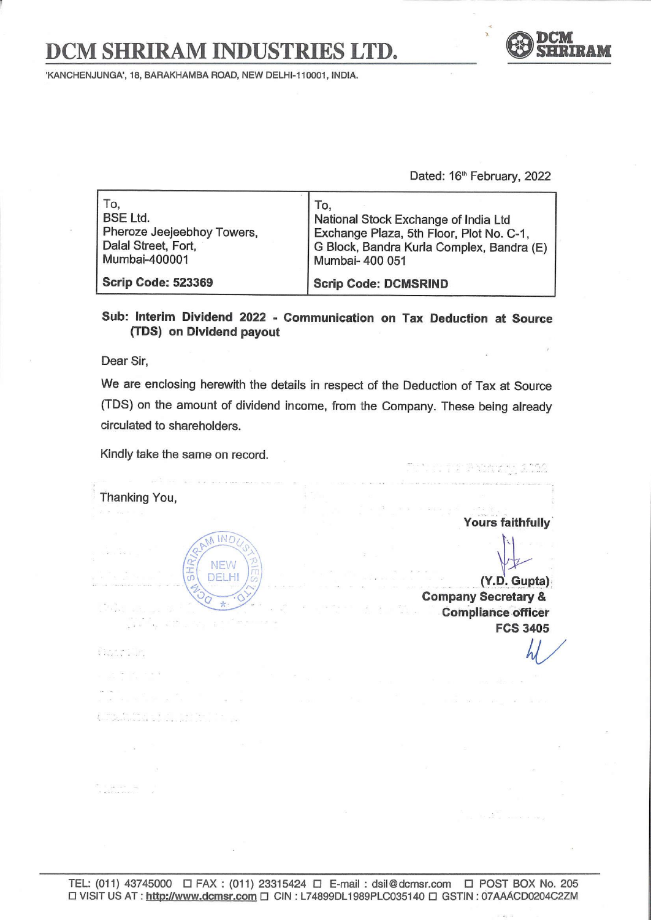# DCM SHRIRAM INDUSTRIES LTD.

'KANCHENJUNGA', 18, BARAKHAMBA ROAD, NEW DELHI-110001, INDIA.

Dated: 16th February, 2022

| To, BSE Ltd. Pheroze Jeejeebhoy Towers, Dalal Street, Fort, Mumbai-400001 | To, National Stock Exchange of India Ltd Exchange Plaza, 5th Floor, Plot No. C-1, G Block, Bandra Kurla Complex, Bandra (E) Mumbai- 400 051 |
|---|---|
| **Scrip Code: 523369** | **Scrip Code: DCMSRIND** |

**Sub: Interim Dividend 2022 - Communication on Tax Deduction at Source (TDS) on Dividend payout**

Dear Sir,

We are enclosing herewith the details in respect of the Deduction of Tax at Source (TDS) on the amount of dividend income, from the Company. These being already circulated to shareholders.

Kindly take the same on record.

Thanking You,

**Yours faithfully**

**(Y.D. Gupta)**
**Company Secretary &**
**Compliance officer**
**FCS 3405**

TEL: (011) 43745000 □ FAX : (011) 23315424 □ E-mail : dsil@dcmsr.com □ POST BOX No. 205
□ VISIT US AT : http://www.dcmsr.com □ CIN : L74899DL1989PLC035140 □ GSTIN : 07AAACD0204C2ZM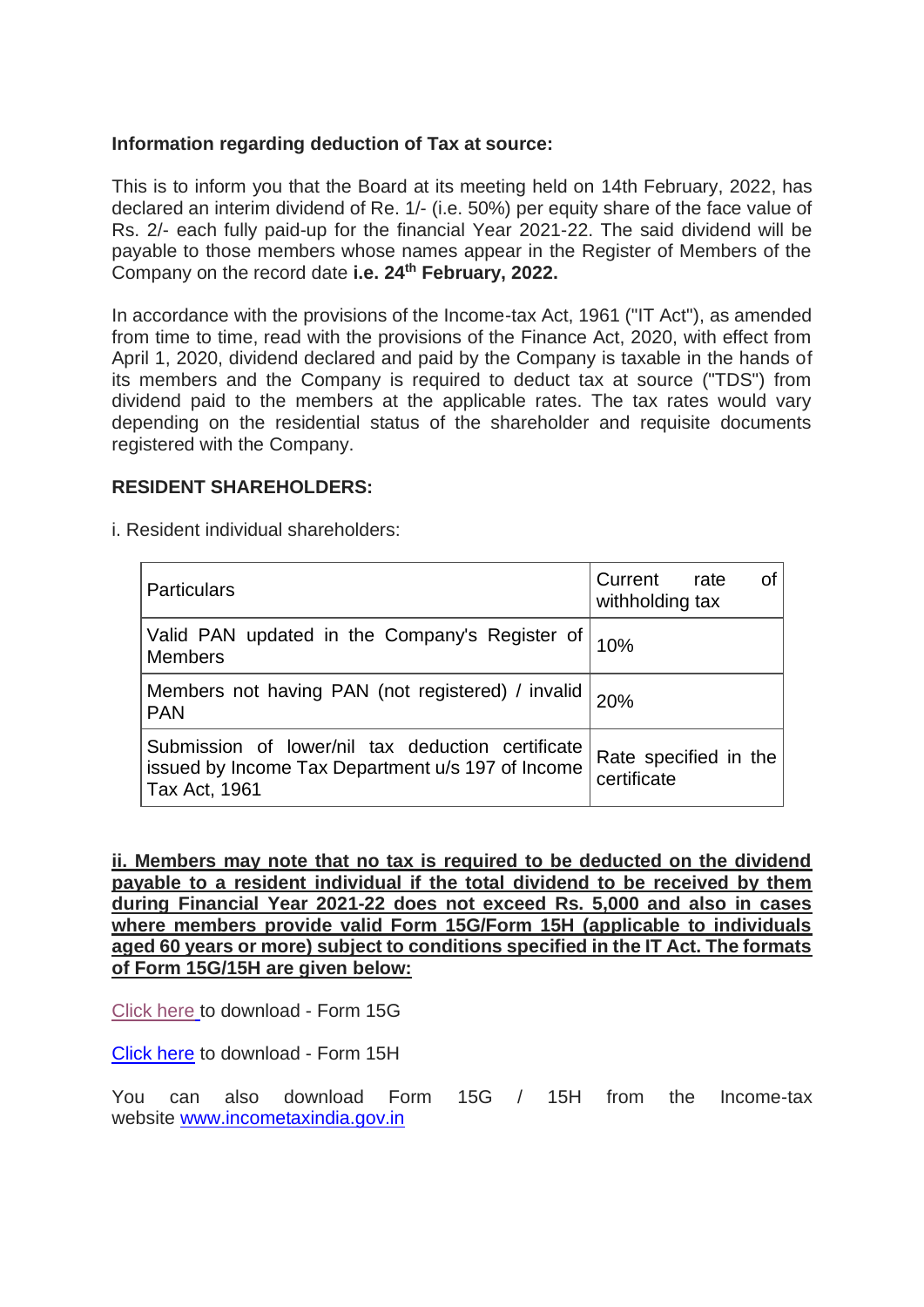**Information regarding deduction of Tax at source:**

This is to inform you that the Board at its meeting held on 14th February, 2022, has declared an interim dividend of Re. 1/- (i.e. 50%) per equity share of the face value of Rs. 2/- each fully paid-up for the financial Year 2021-22. The said dividend will be payable to those members whose names appear in the Register of Members of the Company on the record date **i.e. 24th February, 2022.**

In accordance with the provisions of the Income-tax Act, 1961 ("IT Act"), as amended from time to time, read with the provisions of the Finance Act, 2020, with effect from April 1, 2020, dividend declared and paid by the Company is taxable in the hands of its members and the Company is required to deduct tax at source ("TDS") from dividend paid to the members at the applicable rates. The tax rates would vary depending on the residential status of the shareholder and requisite documents registered with the Company.

**RESIDENT SHAREHOLDERS:**

i. Resident individual shareholders:

| Particulars | Current rate of withholding tax |
| --- | --- |
| Valid PAN updated in the Company's Register of Members | 10% |
| Members not having PAN (not registered) / invalid PAN | 20% |
| Submission of lower/nil tax deduction certificate issued by Income Tax Department u/s 197 of Income Tax Act, 1961 | Rate specified in the certificate |

**ii. Members may note that no tax is required to be deducted on the dividend payable to a resident individual if the total dividend to be received by them during Financial Year 2021-22 does not exceed Rs. 5,000 and also in cases where members provide valid Form 15G/Form 15H (applicable to individuals aged 60 years or more) subject to conditions specified in the IT Act. The formats of Form 15G/15H are given below:**

Click here to download - Form 15G

Click here to download - Form 15H

You can also download Form 15G / 15H from the Income-tax website www.incometaxindia.gov.in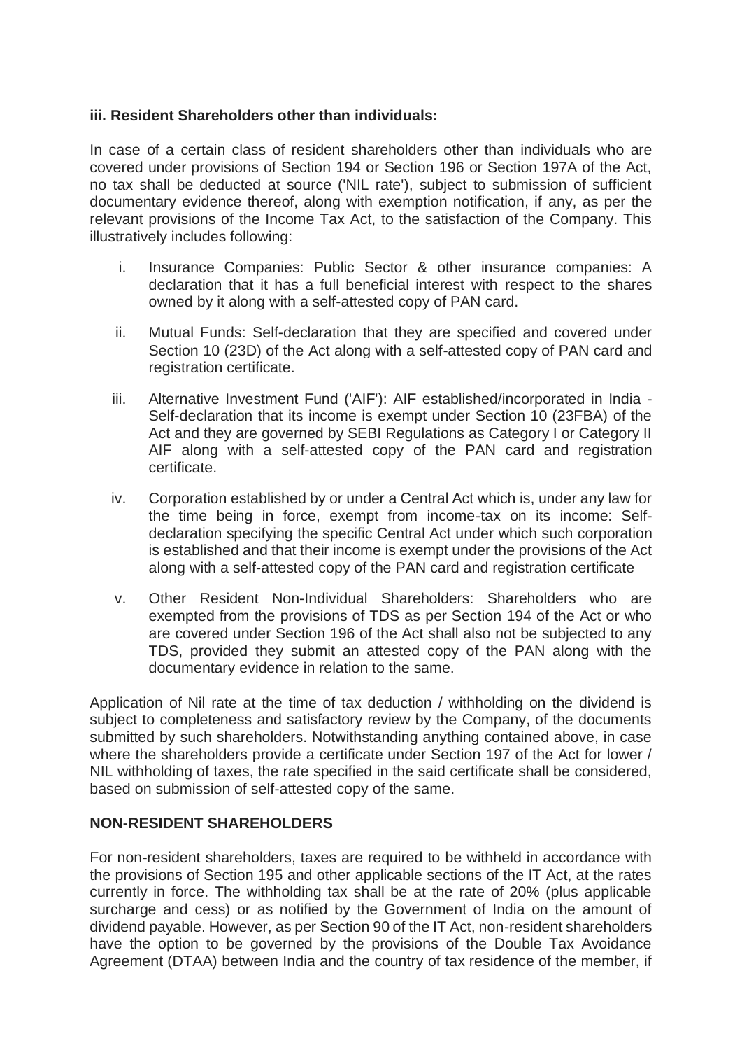**iii. Resident Shareholders other than individuals:**

In case of a certain class of resident shareholders other than individuals who are covered under provisions of Section 194 or Section 196 or Section 197A of the Act, no tax shall be deducted at source ('NIL rate'), subject to submission of sufficient documentary evidence thereof, along with exemption notification, if any, as per the relevant provisions of the Income Tax Act, to the satisfaction of the Company. This illustratively includes following:

i. Insurance Companies: Public Sector & other insurance companies: A declaration that it has a full beneficial interest with respect to the shares owned by it along with a self-attested copy of PAN card.

ii. Mutual Funds: Self-declaration that they are specified and covered under Section 10 (23D) of the Act along with a self-attested copy of PAN card and registration certificate.

iii. Alternative Investment Fund ('AIF'): AIF established/incorporated in India - Self-declaration that its income is exempt under Section 10 (23FBA) of the Act and they are governed by SEBI Regulations as Category I or Category II AIF along with a self-attested copy of the PAN card and registration certificate.

iv. Corporation established by or under a Central Act which is, under any law for the time being in force, exempt from income-tax on its income: Self-declaration specifying the specific Central Act under which such corporation is established and that their income is exempt under the provisions of the Act along with a self-attested copy of the PAN card and registration certificate

v. Other Resident Non-Individual Shareholders: Shareholders who are exempted from the provisions of TDS as per Section 194 of the Act or who are covered under Section 196 of the Act shall also not be subjected to any TDS, provided they submit an attested copy of the PAN along with the documentary evidence in relation to the same.

Application of Nil rate at the time of tax deduction / withholding on the dividend is subject to completeness and satisfactory review by the Company, of the documents submitted by such shareholders. Notwithstanding anything contained above, in case where the shareholders provide a certificate under Section 197 of the Act for lower / NIL withholding of taxes, the rate specified in the said certificate shall be considered, based on submission of self-attested copy of the same.

**NON-RESIDENT SHAREHOLDERS**

For non-resident shareholders, taxes are required to be withheld in accordance with the provisions of Section 195 and other applicable sections of the IT Act, at the rates currently in force. The withholding tax shall be at the rate of 20% (plus applicable surcharge and cess) or as notified by the Government of India on the amount of dividend payable. However, as per Section 90 of the IT Act, non-resident shareholders have the option to be governed by the provisions of the Double Tax Avoidance Agreement (DTAA) between India and the country of tax residence of the member, if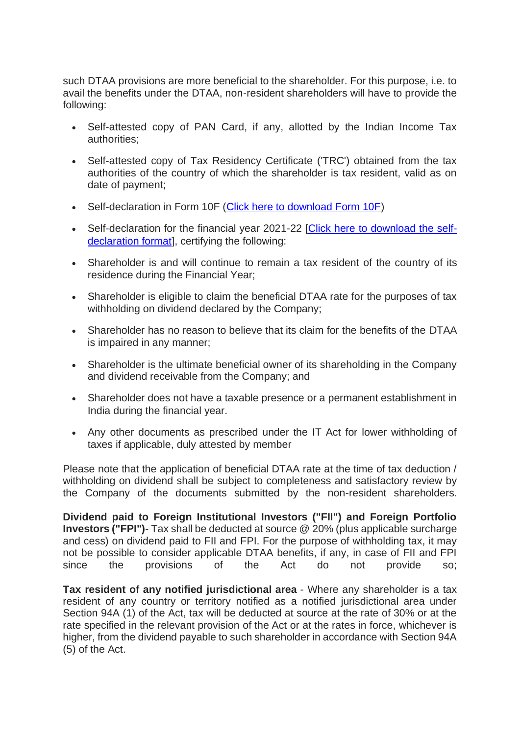such DTAA provisions are more beneficial to the shareholder. For this purpose, i.e. to avail the benefits under the DTAA, non-resident shareholders will have to provide the following:

- Self-attested copy of PAN Card, if any, allotted by the Indian Income Tax authorities;
- Self-attested copy of Tax Residency Certificate ('TRC') obtained from the tax authorities of the country of which the shareholder is tax resident, valid as on date of payment;
- Self-declaration in Form 10F (Click here to download Form 10F)
- Self-declaration for the financial year 2021-22 [Click here to download the self-declaration format], certifying the following:
- Shareholder is and will continue to remain a tax resident of the country of its residence during the Financial Year;
- Shareholder is eligible to claim the beneficial DTAA rate for the purposes of tax withholding on dividend declared by the Company;
- Shareholder has no reason to believe that its claim for the benefits of the DTAA is impaired in any manner;
- Shareholder is the ultimate beneficial owner of its shareholding in the Company and dividend receivable from the Company; and
- Shareholder does not have a taxable presence or a permanent establishment in India during the financial year.
- Any other documents as prescribed under the IT Act for lower withholding of taxes if applicable, duly attested by member

Please note that the application of beneficial DTAA rate at the time of tax deduction / withholding on dividend shall be subject to completeness and satisfactory review by the Company of the documents submitted by the non-resident shareholders.

**Dividend paid to Foreign Institutional Investors ("FII") and Foreign Portfolio Investors ("FPI")**- Tax shall be deducted at source @ 20% (plus applicable surcharge and cess) on dividend paid to FII and FPI. For the purpose of withholding tax, it may not be possible to consider applicable DTAA benefits, if any, in case of FII and FPI since the provisions of the Act do not provide so;

**Tax resident of any notified jurisdictional area** - Where any shareholder is a tax resident of any country or territory notified as a notified jurisdictional area under Section 94A (1) of the Act, tax will be deducted at source at the rate of 30% or at the rate specified in the relevant provision of the Act or at the rates in force, whichever is higher, from the dividend payable to such shareholder in accordance with Section 94A (5) of the Act.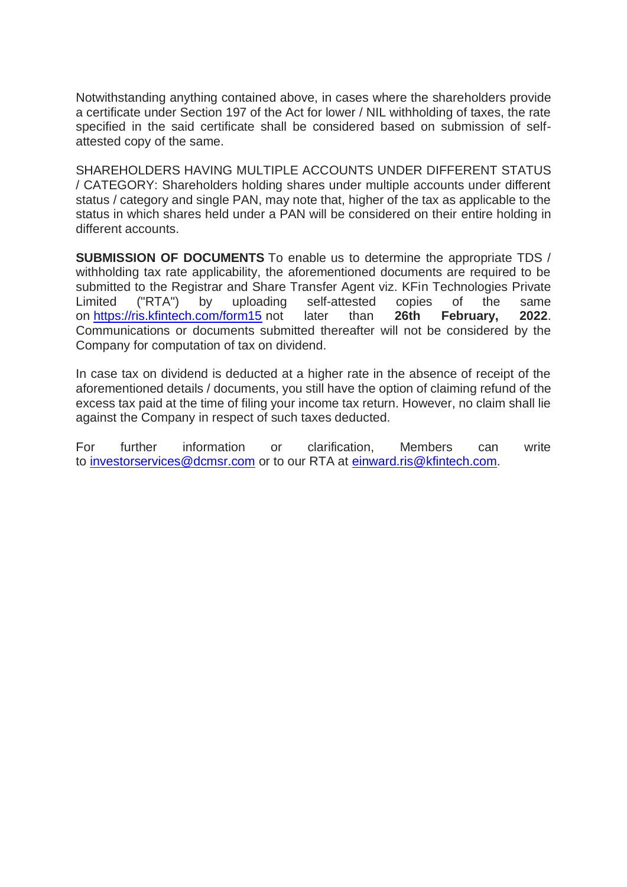Notwithstanding anything contained above, in cases where the shareholders provide a certificate under Section 197 of the Act for lower / NIL withholding of taxes, the rate specified in the said certificate shall be considered based on submission of self-attested copy of the same.

SHAREHOLDERS HAVING MULTIPLE ACCOUNTS UNDER DIFFERENT STATUS / CATEGORY: Shareholders holding shares under multiple accounts under different status / category and single PAN, may note that, higher of the tax as applicable to the status in which shares held under a PAN will be considered on their entire holding in different accounts.

**SUBMISSION OF DOCUMENTS** To enable us to determine the appropriate TDS / withholding tax rate applicability, the aforementioned documents are required to be submitted to the Registrar and Share Transfer Agent viz. KFin Technologies Private Limited ("RTA") by uploading self-attested copies of the same on https://ris.kfintech.com/form15 not later than **26th February, 2022**. Communications or documents submitted thereafter will not be considered by the Company for computation of tax on dividend.

In case tax on dividend is deducted at a higher rate in the absence of receipt of the aforementioned details / documents, you still have the option of claiming refund of the excess tax paid at the time of filing your income tax return. However, no claim shall lie against the Company in respect of such taxes deducted.

For further information or clarification, Members can write to investorservices@dcmsr.com or to our RTA at einward.ris@kfintech.com.